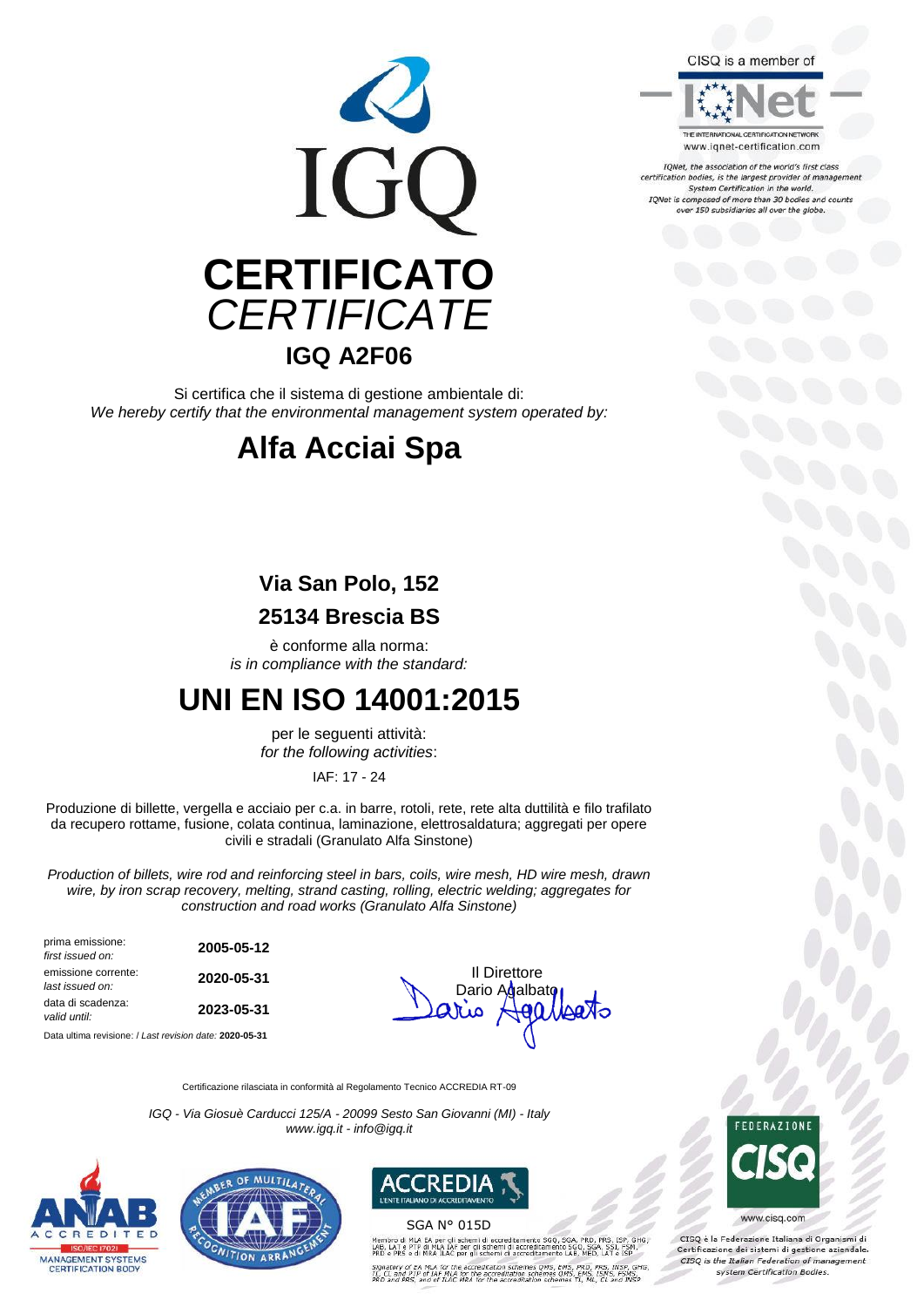CISQ is a member of

IQNet

THE INTERNATIONAL CERTIFICATION NETWORK
www.iqnet-certification.com

*IQNet, the association of the world's first class certification bodies, is the largest provider of management System Certification in the world. IQNet is composed of more than 30 bodies and counts over 150 subsidiaries all over the globe.*

IGQ

# CERTIFICATO
*CERTIFICATE*

## IGQ A2F06

Si certifica che il sistema di gestione ambientale di:
*We hereby certify that the environmental management system operated by:*

# Alfa Acciai Spa

**Via San Polo, 152**

**25134 Brescia BS**

è conforme alla norma:
*is in compliance with the standard:*

# UNI EN ISO 14001:2015

per le seguenti attività:
*for the following activities*:

IAF: 17 - 24

Produzione di billette, vergella e acciaio per c.a. in barre, rotoli, rete, rete alta duttilità e filo trafilato da recupero rottame, fusione, colata continua, laminazione, elettrosaldatura; aggregati per opere civili e stradali (Granulato Alfa Sinstone)

*Production of billets, wire rod and reinforcing steel in bars, coils, wire mesh, HD wire mesh, drawn wire, by iron scrap recovery, melting, strand casting, rolling, electric welding; aggregates for construction and road works (Granulato Alfa Sinstone)*

| | |
|---|---|
| prima emissione: *first issued on:* | **2005-05-12** |
| emissione corrente: *last issued on:* | **2020-05-31** |
| data di scadenza: *valid until:* | **2023-05-31** |

Data ultima revisione: / *Last revision date:* **2020-05-31**

Il Direttore
Dario Agalbato

Certificazione rilasciata in conformità al Regolamento Tecnico ACCREDIA RT-09

*IGQ - Via Giosuè Carducci 125/A - 20099 Sesto San Giovanni (MI) - Italy*
*www.igq.it - info@igq.it*

ANAB ACCREDITED ISO/IEC 17021 MANAGEMENT SYSTEMS CERTIFICATION BODY

MEMBER OF MULTILATERAL RECOGNITION ARRANGEMENT IAF

ACCREDIA L'ENTE ITALIANO DI ACCREDITAMENTO

SGA N° 015D

Membro di MLA EA per gli schemi di accreditamento SGQ, SGA, PRD, PRS, ISP, GHG, LAB, LAT e PTP di MLA IAF per gli schemi di accreditamento SGQ, SGA, SSI, FSM, PRD e PRS e di MRA ILAC per gli schemi di accreditamento LAB, MED, LAT e ISP

*Signatory of EA MLA for the accreditation schemes QMS, EMS, PRD, PRS, INSP, GHG, TL, CL and PTP of IAF MLA for the accreditation schemes QMS, EMS, ISMS, FSMS, PRD and PRS, and of ILAC MRA for the accreditation schemes TL, ML, CL and INSP*

FEDERAZIONE CISQ

www.cisq.com

CISQ è la Federazione Italiana di Organismi di Certificazione dei sistemi di gestione aziendale.
*CISQ is the Italian Federation of management system Certification Bodies.*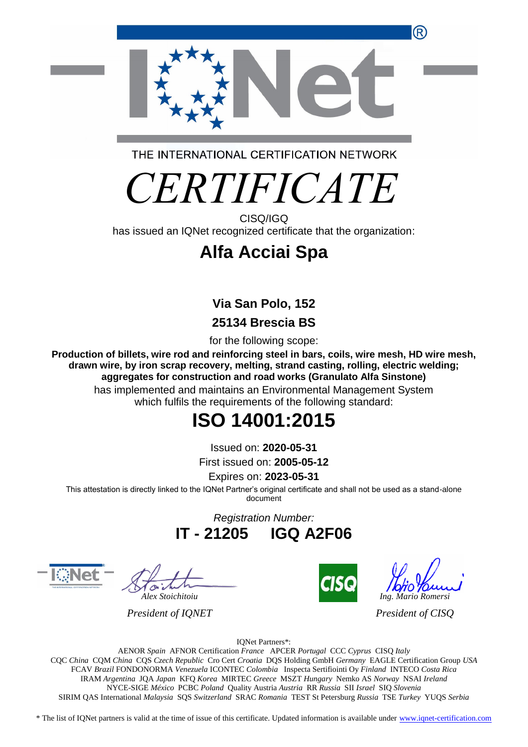THE INTERNATIONAL CERTIFICATION NETWORK

# *CERTIFICATE*

CISQ/IGQ

has issued an IQNet recognized certificate that the organization:

## Alfa Acciai Spa

**Via San Polo, 152**

**25134 Brescia BS**

for the following scope:

**Production of billets, wire rod and reinforcing steel in bars, coils, wire mesh, HD wire mesh, drawn wire, by iron scrap recovery, melting, strand casting, rolling, electric welding; aggregates for construction and road works (Granulato Alfa Sinstone)**

has implemented and maintains an Environmental Management System which fulfils the requirements of the following standard:

# ISO 14001:2015

Issued on: **2020-05-31**

First issued on: **2005-05-12**

Expires on: **2023-05-31**

This attestation is directly linked to the IQNet Partner's original certificate and shall not be used as a stand-alone document

*Registration Number:*

**IT - 21205 IGQ A2F06**

*Alex Stoichitoiu*

*President of IQNET*

*Ing. Mario Romersi*

*President of CISQ*

IQNet Partners*:

AENOR *Spain* AFNOR Certification *France* APCER *Portugal* CCC *Cyprus* CISQ *Italy*
CQC *China* CQM *China* CQS *Czech Republic* Cro Cert *Croatia* DQS Holding GmbH *Germany* EAGLE Certification Group *USA*
FCAV *Brazil* FONDONORMA *Venezuela* ICONTEC *Colombia* Inspecta Sertifiointi Oy *Finland* INTECO *Costa Rica*
IRAM *Argentina* JQA *Japan* KFQ *Korea* MIRTEC *Greece* MSZT *Hungary* Nemko AS *Norway* NSAI *Ireland*
NYCE-SIGE *México* PCBC *Poland* Quality Austria *Austria* RR *Russia* SII *Israel* SIQ *Slovenia*
SIRIM QAS International *Malaysia* SQS *Switzerland* SRAC *Romania* TEST St Petersburg *Russia* TSE *Turkey* YUQS *Serbia*

* The list of IQNet partners is valid at the time of issue of this certificate. Updated information is available under www.iqnet-certification.com